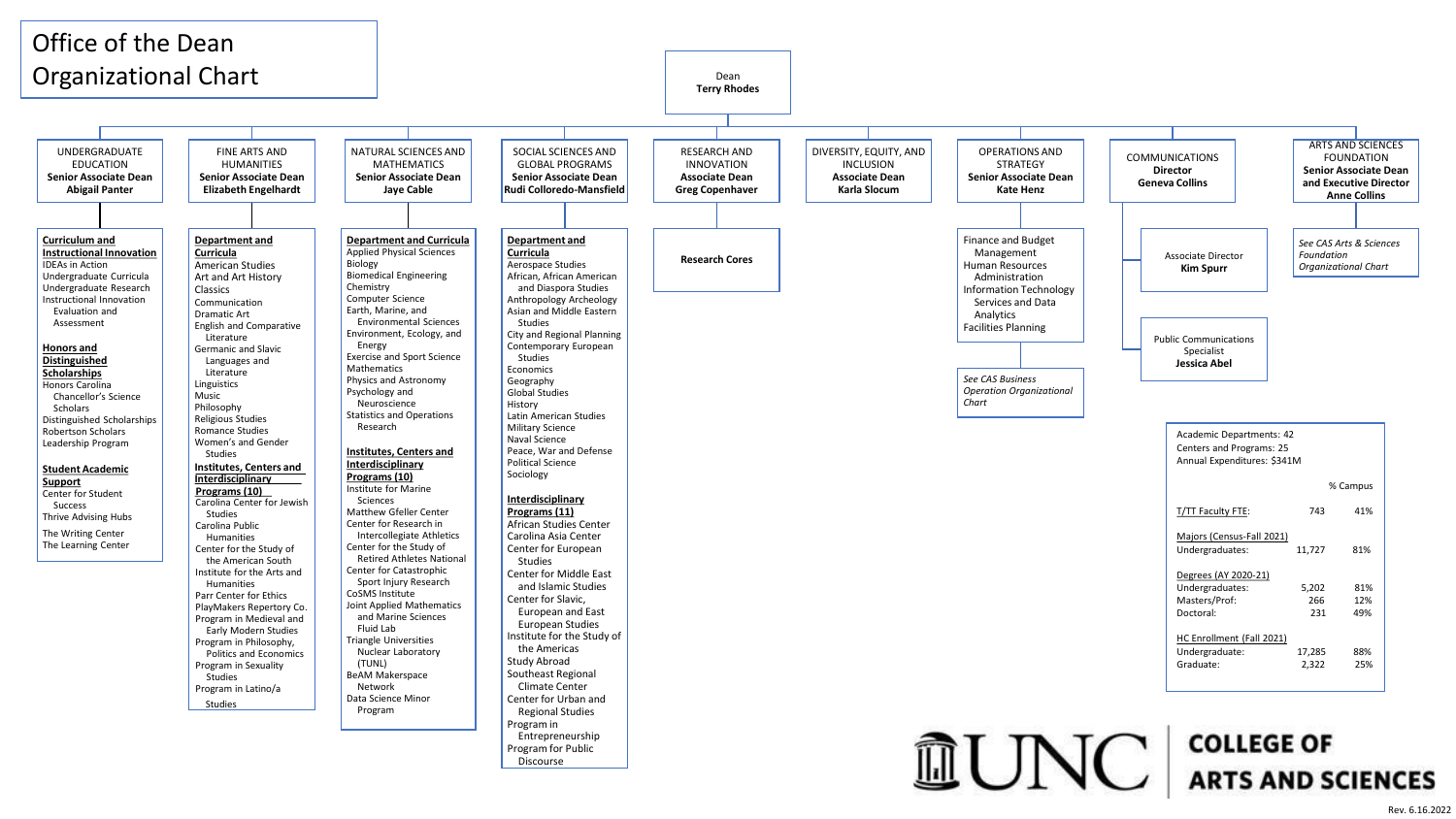# Office of the Dean Organizational Chart

**Dean**
**Terry Rhodes**

## UNDERGRADUATE EDUCATION
**Senior Associate Dean**
**Abigail Panter**

**Curriculum and Instructional Innovation**
- IDEAs in Action
- Undergraduate Curricula
- Undergraduate Research
- Instructional Innovation Evaluation and Assessment

**Honors and Distinguished Scholarships**
- Honors Carolina
- Chancellor's Science Scholars
- Distinguished Scholarships
- Robertson Scholars
- Leadership Program

**Student Academic Support**
- Center for Student Success
- Thrive Advising Hubs
- The Writing Center
- The Learning Center

## FINE ARTS AND HUMANITIES
**Senior Associate Dean**
**Elizabeth Engelhardt**

**Department and Curricula**
- American Studies
- Art and Art History
- Classics
- Communication
- Dramatic Art
- English and Comparative Literature
- Germanic and Slavic Languages and Literature
- Linguistics
- Music
- Philosophy
- Religious Studies
- Romance Studies
- Women's and Gender Studies

**Institutes, Centers and Interdisciplinary Programs (10)**
- Carolina Center for Jewish Studies
- Carolina Public Humanities
- Center for the Study of the American South
- Institute for the Arts and Humanities
- Parr Center for Ethics
- PlayMakers Repertory Co.
- Program in Medieval and Early Modern Studies
- Program in Philosophy, Politics and Economics
- Program in Sexuality Studies
- Program in Latino/a Studies

## NATURAL SCIENCES AND MATHEMATICS
**Senior Associate Dean**
**Jaye Cable**

**Department and Curricula**
- Applied Physical Sciences
- Biology
- Biomedical Engineering
- Chemistry
- Computer Science
- Earth, Marine, and Environmental Sciences
- Environment, Ecology, and Energy
- Exercise and Sport Science
- Mathematics
- Physics and Astronomy
- Psychology and Neuroscience
- Statistics and Operations Research

**Institutes, Centers and Interdisciplinary Programs (10)**
- Institute for Marine Sciences
- Matthew Gfeller Center
- Center for Research in Intercollegiate Athletics
- Center for the Study of Retired Athletes National
- Center for Catastrophic Sport Injury Research
- CoSMS Institute
- Joint Applied Mathematics and Marine Sciences Fluid Lab
- Triangle Universities Nuclear Laboratory (TUNL)
- BeAM Makerspace Network
- Data Science Minor Program

## SOCIAL SCIENCES AND GLOBAL PROGRAMS
**Senior Associate Dean**
**Rudi Colloredo-Mansfield**

**Department and Curricula**
- Aerospace Studies
- African, African American and Diaspora Studies
- Anthropology Archeology
- Asian and Middle Eastern Studies
- City and Regional Planning
- Contemporary European Studies
- Economics
- Geography
- Global Studies
- History
- Latin American Studies
- Military Science
- Naval Science
- Peace, War and Defense
- Political Science
- Sociology

**Interdisciplinary Programs (11)**
- African Studies Center
- Carolina Asia Center
- Center for European Studies
- Center for Middle East and Islamic Studies
- Center for Slavic, European and East European Studies
- Institute for the Study of the Americas
- Study Abroad
- Southeast Regional Climate Center
- Center for Urban and Regional Studies
- Program in Entrepreneurship
- Program for Public Discourse

## RESEARCH AND INNOVATION
**Associate Dean**
**Greg Copenhaver**

- **Research Cores**

## DIVERSITY, EQUITY, AND INCLUSION
**Associate Dean**
**Karla Slocum**

## OPERATIONS AND STRATEGY
**Senior Associate Dean**
**Kate Henz**

- Finance and Budget Management
- Human Resources Administration
- Information Technology Services and Data Analytics
- Facilities Planning

*See CAS Business Operation Organizational Chart*

## COMMUNICATIONS
**Director**
**Geneva Collins**

- Associate Director **Kim Spurr**
- Public Communications Specialist **Jessica Abel**

## ARTS AND SCIENCES FOUNDATION
**Senior Associate Dean and Executive Director**
**Anne Collins**

*See CAS Arts & Sciences Foundation Organizational Chart*

---

Academic Departments: 42
Centers and Programs: 25
Annual Expenditures: $341M

| | | % Campus |
|---|---|---|
| T/TT Faculty FTE: | 743 | 41% |
| **Majors (Census-Fall 2021)** | | |
| Undergraduates: | 11,727 | 81% |
| **Degrees (AY 2020-21)** | | |
| Undergraduates: | 5,202 | 81% |
| Masters/Prof: | 266 | 12% |
| Doctoral: | 231 | 49% |
| **HC Enrollment (Fall 2021)** | | |
| Undergraduate: | 17,285 | 88% |
| Graduate: | 2,322 | 25% |

UNC COLLEGE OF ARTS AND SCIENCES

Rev. 6.16.2022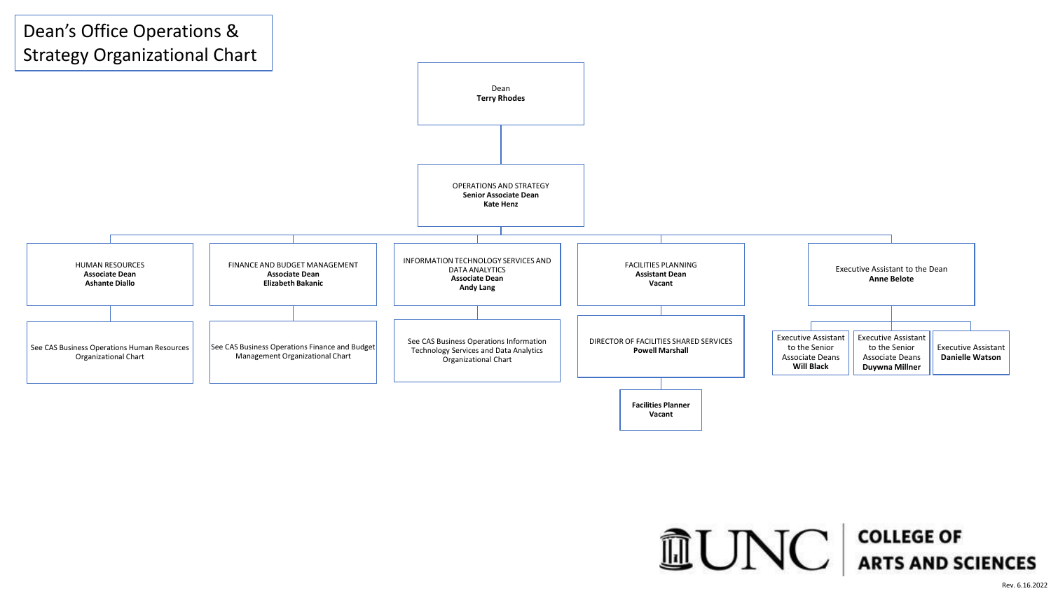# Dean's Office Operations & Strategy Organizational Chart

**Dean**
Terry Rhodes

- **OPERATIONS AND STRATEGY**
  Senior Associate Dean
  **Kate Henz**
  - **HUMAN RESOURCES**
    Associate Dean
    **Ashante Diallo**
    - See CAS Business Operations Human Resources Organizational Chart
  - **FINANCE AND BUDGET MANAGEMENT**
    Associate Dean
    **Elizabeth Bakanic**
    - See CAS Business Operations Finance and Budget Management Organizational Chart
  - **INFORMATION TECHNOLOGY SERVICES AND DATA ANALYTICS**
    Associate Dean
    **Andy Lang**
    - See CAS Business Operations Information Technology Services and Data Analytics Organizational Chart
  - **FACILITIES PLANNING**
    Assistant Dean
    **Vacant**
    - DIRECTOR OF FACILITIES SHARED SERVICES
      **Powell Marshall**
      - **Facilities Planner**
        **Vacant**
  - **Executive Assistant to the Dean**
    **Anne Belote**
    - Executive Assistant to the Senior Associate Deans
      **Will Black**
    - Executive Assistant to the Senior Associate Deans
      **Duywna Millner**
    - Executive Assistant
      **Danielle Watson**

UNC COLLEGE OF ARTS AND SCIENCES

Rev. 6.16.2022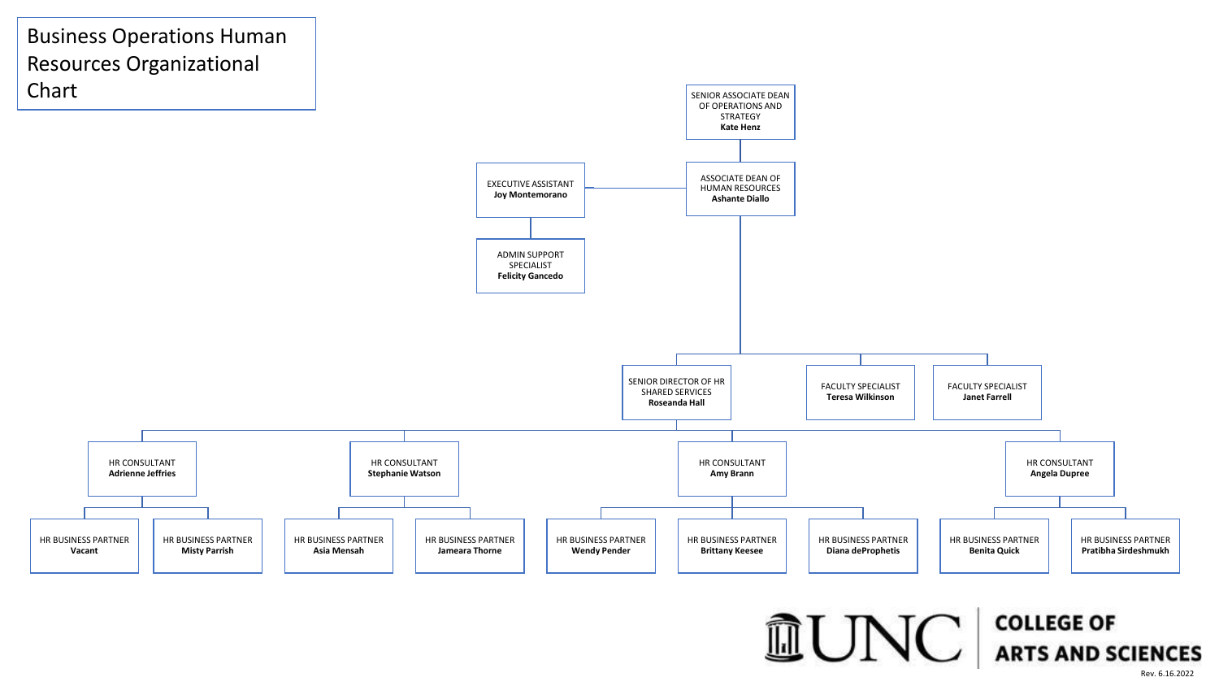# Business Operations Human Resources Organizational Chart

- **SENIOR ASSOCIATE DEAN OF OPERATIONS AND STRATEGY** – **Kate Henz**
  - **ASSOCIATE DEAN OF HUMAN RESOURCES** – **Ashante Diallo**
    - **EXECUTIVE ASSISTANT** – **Joy Montemorano**
      - **ADMIN SUPPORT SPECIALIST** – **Felicity Gancedo**
    - **SENIOR DIRECTOR OF HR SHARED SERVICES** – **Roseanda Hall**
      - **HR CONSULTANT** – **Adrienne Jeffries**
        - HR BUSINESS PARTNER – **Vacant**
        - HR BUSINESS PARTNER – **Misty Parrish**
      - **HR CONSULTANT** – **Stephanie Watson**
        - HR BUSINESS PARTNER – **Asia Mensah**
        - HR BUSINESS PARTNER – **Jameara Thorne**
      - **HR CONSULTANT** – **Amy Brann**
        - HR BUSINESS PARTNER – **Wendy Pender**
        - HR BUSINESS PARTNER – **Brittany Keesee**
        - HR BUSINESS PARTNER – **Diana deProphetis**
      - **HR CONSULTANT** – **Angela Dupree**
        - HR BUSINESS PARTNER – **Benita Quick**
        - HR BUSINESS PARTNER – **Pratibha Sirdeshmukh**
    - **FACULTY SPECIALIST** – **Teresa Wilkinson**
    - **FACULTY SPECIALIST** – **Janet Farrell**

UNC COLLEGE OF ARTS AND SCIENCES

Rev. 6.16.2022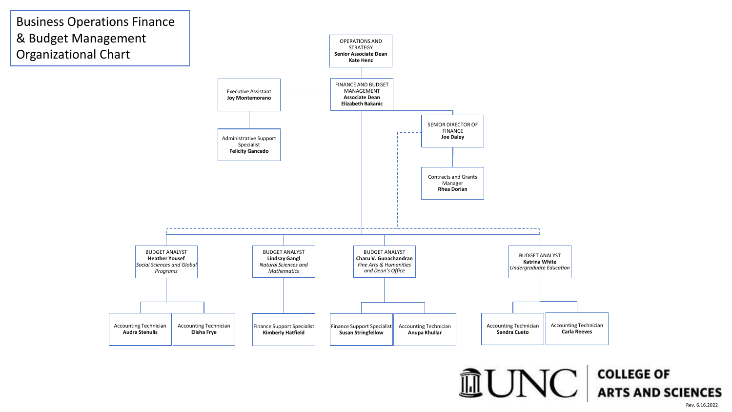# Business Operations Finance & Budget Management Organizational Chart

- OPERATIONS AND STRATEGY
  **Senior Associate Dean**
  **Kate Henz**
  - FINANCE AND BUDGET MANAGEMENT
    **Associate Dean**
    **Elizabeth Bakanic**
    - Executive Assistant
      **Joy Montemorano**
      - Administrative Support Specialist
        **Felicity Gancedo**
    - SENIOR DIRECTOR OF FINANCE
      **Joe Daley**
      - Contracts and Grants Manager
        **Rhea Dorian**
    - BUDGET ANALYST
      **Heather Yousef**
      *Social Sciences and Global Programs*
      - Accounting Technician
        **Audra Stenulis**
      - Accounting Technician
        **Elisha Frye**
    - BUDGET ANALYST
      **Lindsay Gangl**
      *Natural Sciences and Mathematics*
      - Finance Support Specialist
        **Kimberly Hatfield**
    - BUDGET ANALYST
      **Charu V. Gunachandran**
      *Fine Arts & Humanities and Dean's Office*
      - Finance Support Specialist
        **Susan Stringfellow**
      - Accounting Technician
        **Anupa Khullar**
    - BUDGET ANALYST
      **Katrina White**
      *Undergraduate Education*
      - Accounting Technician
        **Sandra Cueto**
      - Accounting Technician
        **Carla Reeves**

UNC COLLEGE OF ARTS AND SCIENCES

Rev. 6.16.2022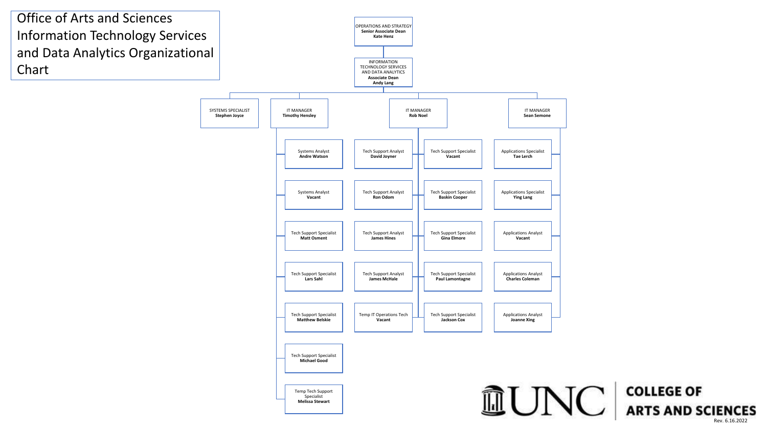# Office of Arts and Sciences Information Technology Services and Data Analytics Organizational Chart

- OPERATIONS AND STRATEGY
  **Senior Associate Dean**
  **Kate Henz**
  - INFORMATION TECHNOLOGY SERVICES AND DATA ANALYTICS
    **Associate Dean**
    **Andy Lang**
    - SYSTEMS SPECIALIST
      **Stephen Joyce**
    - IT MANAGER
      **Timothy Hensley**
      - Systems Analyst — **Andre Watson**
      - Systems Analyst — **Vacant**
      - Tech Support Specialist — **Matt Osment**
      - Tech Support Specialist — **Lars Sahl**
      - Tech Support Specialist — **Matthew Belskie**
      - Tech Support Specialist — **Michael Good**
      - Temp Tech Support Specialist — **Melissa Stewart**
    - IT MANAGER
      **Rob Noel**
      - Tech Support Analyst — **David Joyner**
      - Tech Support Analyst — **Ron Odom**
      - Tech Support Analyst — **James Hines**
      - Tech Support Analyst — **James McHale**
      - Temp IT Operations Tech — **Vacant**
      - Tech Support Specialist — **Vacant**
      - Tech Support Specialist — **Baskin Cooper**
      - Tech Support Specialist — **Gina Elmore**
      - Tech Support Specialist — **Paul Lamontagne**
      - Tech Support Specialist — **Jackson Cox**
    - IT MANAGER
      **Sean Semone**
      - Applications Specialist — **Tae Lerch**
      - Applications Specialist — **Ying Lang**
      - Applications Analyst — **Vacant**
      - Applications Analyst — **Charles Coleman**
      - Applications Analyst — **Joanne Xing**

UNC COLLEGE OF ARTS AND SCIENCES

Rev. 6.16.2022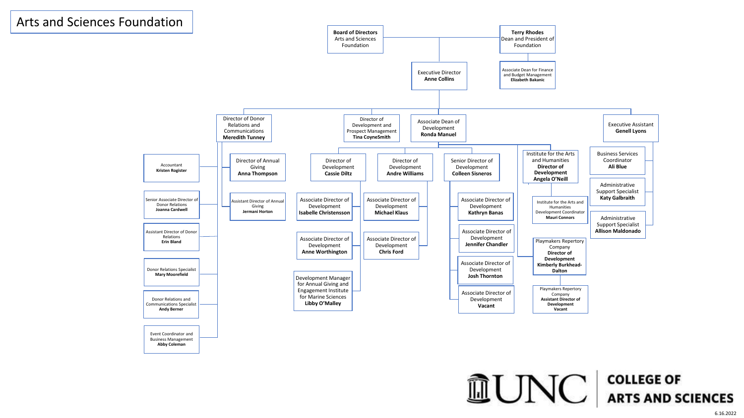# Arts and Sciences Foundation

**Board of Directors**
Arts and Sciences Foundation

**Terry Rhodes**
Dean and President of Foundation

Associate Dean for Finance and Budget Management
**Elizabeth Bakanic**

Executive Director
**Anne Collins**

Director of Donor Relations and Communications
**Meredith Tunney**

- Accountant
  **Kristen Rogister**
- Senior Associate Director of Donor Relations
  **Joanna Cardwell**
- Assistant Director of Donor Relations
  **Erin Bland**
- Donor Relations Specialist
  **Mary Moorefield**
- Donor Relations and Communications Specialist
  **Andy Berner**
- Event Coordinator and Business Management
  **Abby Coleman**
- Director of Annual Giving
  **Anna Thompson**
- Assistant Director of Annual Giving
  **Jermani Horton**

Director of Development and Prospect Management
**Tina CoyneSmith**

Associate Dean of Development
**Ronda Manuel**

- Director of Development
  **Cassie Diltz**
  - Associate Director of Development
    **Isabelle Christensson**
  - Associate Director of Development
    **Anne Worthington**
  - Development Manager for Annual Giving and Engagement Institute for Marine Sciences
    **Libby O'Malley**
- Director of Development
  **Andre Williams**
  - Associate Director of Development
    **Michael Klaus**
  - Associate Director of Development
    **Chris Ford**
- Senior Director of Development
  **Colleen Sisneros**
  - Associate Director of Development
    **Kathryn Banas**
  - Associate Director of Development
    **Jennifer Chandler**
  - Associate Director of Development
    **Josh Thornton**
  - Associate Director of Development
    **Vacant**
- Institute for the Arts and Humanities **Director of Development**
  **Angela O'Neill**
  - Institute for the Arts and Humanities Development Coordinator
    **Mauri Connors**
- Playmakers Repertory Company **Director of Development**
  **Kimberly Burkhead-Dalton**
  - Playmakers Repertory Company **Assistant Director of Development**
    **Vacant**

Executive Assistant
**Genell Lyons**

- Business Services Coordinator
  **Ali Blue**
- Administrative Support Specialist
  **Katy Galbraith**
- Administrative Support Specialist
  **Allison Maldonado**

UNC COLLEGE OF ARTS AND SCIENCES

6.16.2022